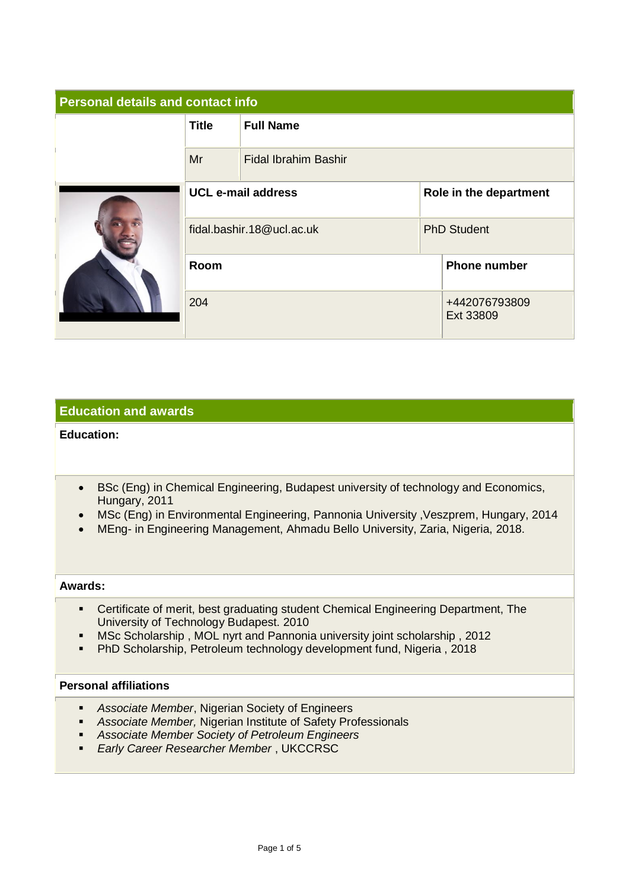## Personal details and contact info

| Title | Full Name |
| --- | --- |
| Mr | Fidal Ibrahim Bashir |

| UCL e-mail address | Role in the department |
| --- | --- |
| fidal.bashir.18@ucl.ac.uk | PhD Student |

| Room | Phone number |
| --- | --- |
| 204 | +442076793809 Ext 33809 |

## Education and awards

**Education:**

- BSc (Eng) in Chemical Engineering, Budapest university of technology and Economics, Hungary, 2011
- MSc (Eng) in Environmental Engineering, Pannonia University ,Veszprem, Hungary, 2014
- MEng- in Engineering Management, Ahmadu Bello University, Zaria, Nigeria, 2018.

**Awards:**

- Certificate of merit, best graduating student Chemical Engineering Department, The University of Technology Budapest. 2010
- MSc Scholarship , MOL nyrt and Pannonia university joint scholarship , 2012
- PhD Scholarship, Petroleum technology development fund, Nigeria , 2018

**Personal affiliations**

- *Associate Member*, Nigerian Society of Engineers
- *Associate Member,* Nigerian Institute of Safety Professionals
- *Associate Member Society of Petroleum Engineers*
- *Early Career Researcher Member* , UKCCRSC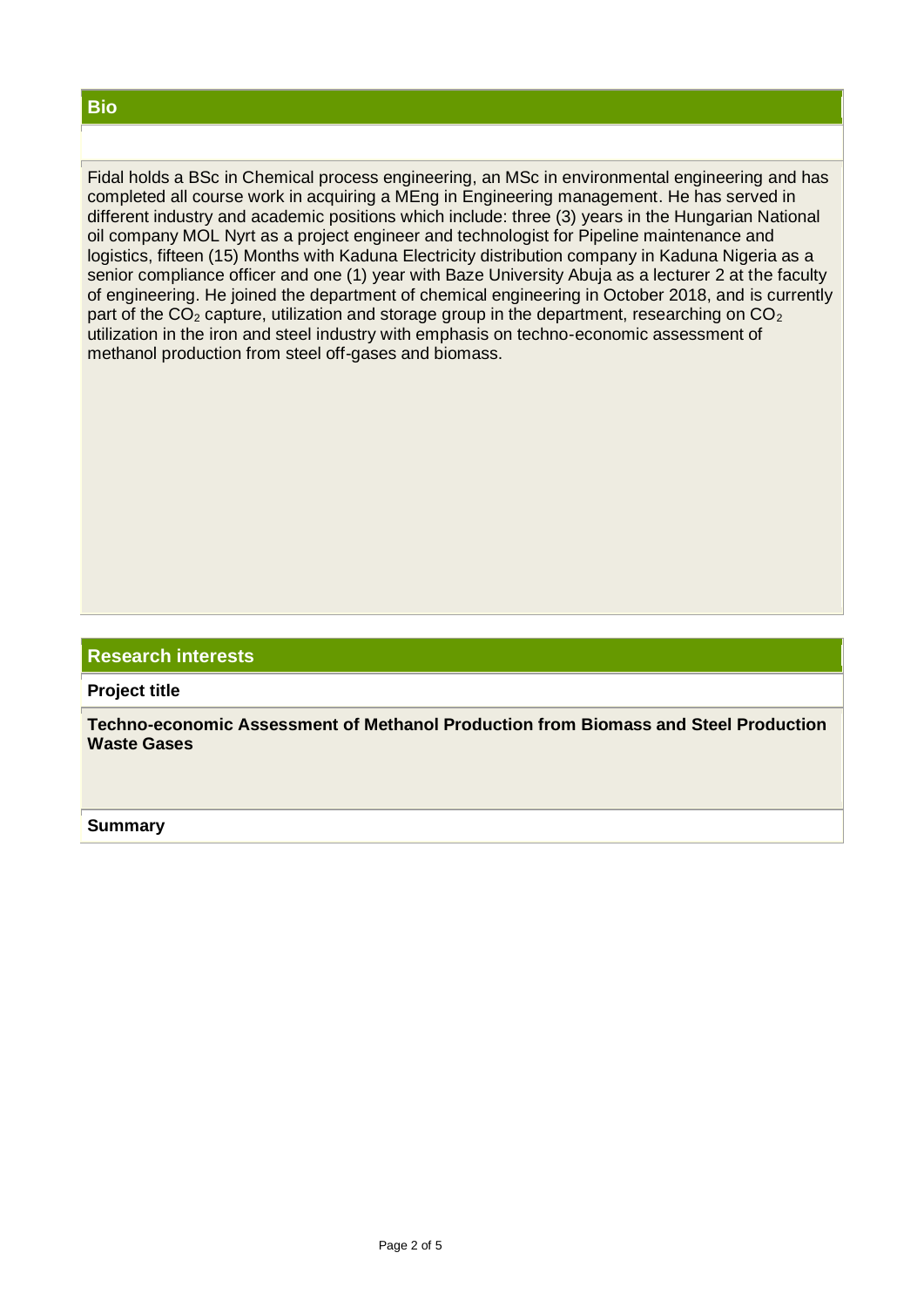## Bio

Fidal holds a BSc in Chemical process engineering, an MSc in environmental engineering and has completed all course work in acquiring a MEng in Engineering management. He has served in different industry and academic positions which include: three (3) years in the Hungarian National oil company MOL Nyrt as a project engineer and technologist for Pipeline maintenance and logistics, fifteen (15) Months with Kaduna Electricity distribution company in Kaduna Nigeria as a senior compliance officer and one (1) year with Baze University Abuja as a lecturer 2 at the faculty of engineering. He joined the department of chemical engineering in October 2018, and is currently part of the $CO_2$ capture, utilization and storage group in the department, researching on $CO_2$ utilization in the iron and steel industry with emphasis on techno-economic assessment of methanol production from steel off-gases and biomass.

## Research interests

**Project title**

**Techno-economic Assessment of Methanol Production from Biomass and Steel Production Waste Gases**

**Summary**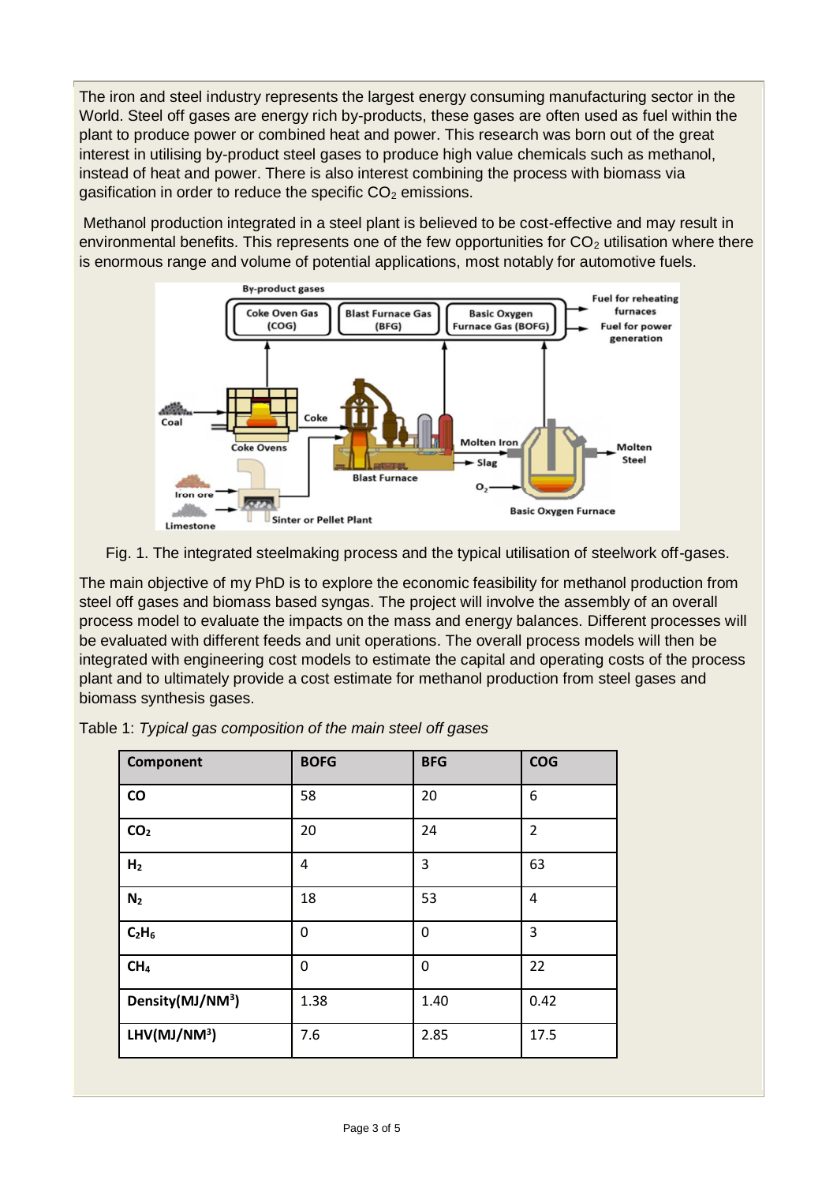The iron and steel industry represents the largest energy consuming manufacturing sector in the World. Steel off gases are energy rich by-products, these gases are often used as fuel within the plant to produce power or combined heat and power. This research was born out of the great interest in utilising by-product steel gases to produce high value chemicals such as methanol, instead of heat and power. There is also interest combining the process with biomass via gasification in order to reduce the specific $CO_2$ emissions.

Methanol production integrated in a steel plant is believed to be cost-effective and may result in environmental benefits. This represents one of the few opportunities for $CO_2$ utilisation where there is enormous range and volume of potential applications, most notably for automotive fuels.

Fig. 1. The integrated steelmaking process and the typical utilisation of steelwork off-gases.

The main objective of my PhD is to explore the economic feasibility for methanol production from steel off gases and biomass based syngas. The project will involve the assembly of an overall process model to evaluate the impacts on the mass and energy balances. Different processes will be evaluated with different feeds and unit operations. The overall process models will then be integrated with engineering cost models to estimate the capital and operating costs of the process plant and to ultimately provide a cost estimate for methanol production from steel gases and biomass synthesis gases.

Table 1: *Typical gas composition of the main steel off gases*

| Component | BOFG | BFG | COG |
|---|---|---|---|
| CO | 58 | 20 | 6 |
| $CO_2$ | 20 | 24 | 2 |
| $H_2$ | 4 | 3 | 63 |
| $N_2$ | 18 | 53 | 4 |
| $C_2H_6$ | 0 | 0 | 3 |
| $CH_4$ | 0 | 0 | 22 |
| Density(MJ/NM$^3$) | 1.38 | 1.40 | 0.42 |
| LHV(MJ/NM$^3$) | 7.6 | 2.85 | 17.5 |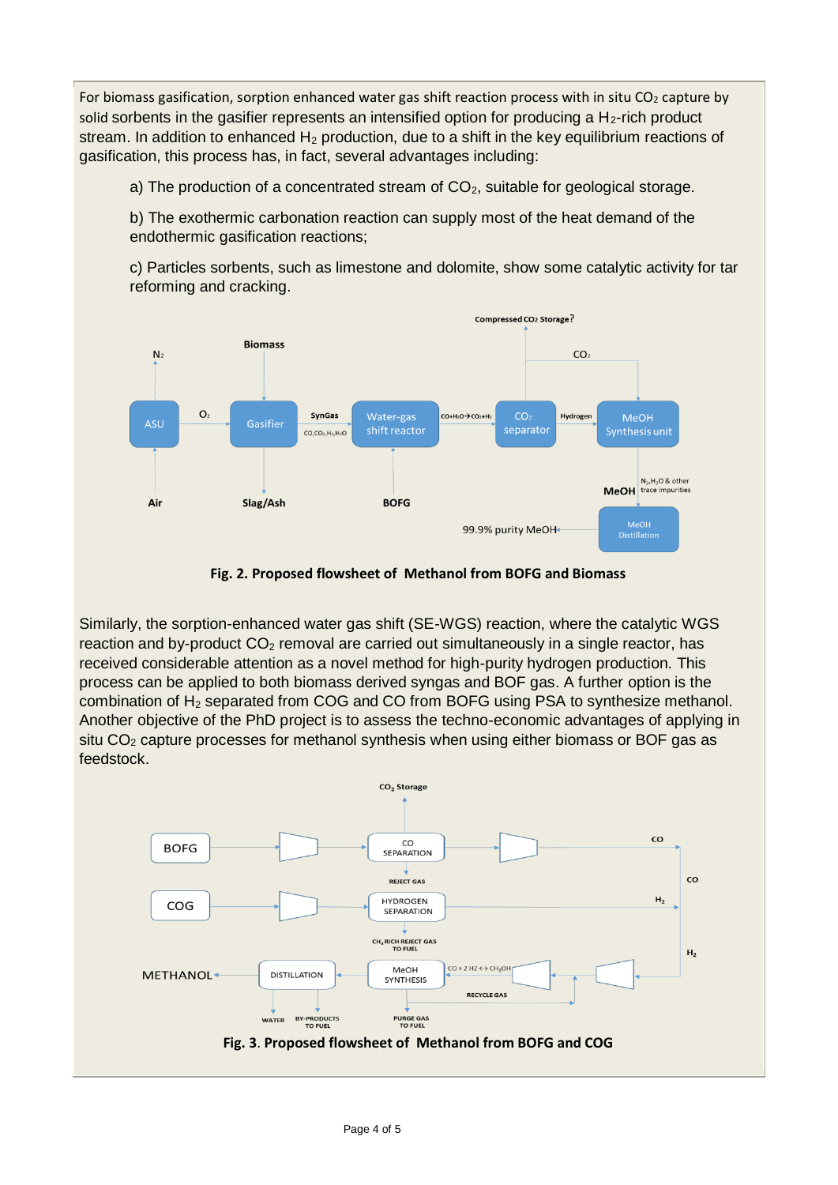For biomass gasification, sorption enhanced water gas shift reaction process with in situ $CO_2$ capture by solid sorbents in the gasifier represents an intensified option for producing a $H_2$-rich product stream. In addition to enhanced $H_2$ production, due to a shift in the key equilibrium reactions of gasification, this process has, in fact, several advantages including:

a) The production of a concentrated stream of $CO_2$, suitable for geological storage.

b) The exothermic carbonation reaction can supply most of the heat demand of the endothermic gasification reactions;

c) Particles sorbents, such as limestone and dolomite, show some catalytic activity for tar reforming and cracking.

**Fig. 2. Proposed flowsheet of Methanol from BOFG and Biomass**

Similarly, the sorption-enhanced water gas shift (SE-WGS) reaction, where the catalytic WGS reaction and by-product $CO_2$ removal are carried out simultaneously in a single reactor, has received considerable attention as a novel method for high-purity hydrogen production. This process can be applied to both biomass derived syngas and BOF gas. A further option is the combination of $H_2$ separated from COG and CO from BOFG using PSA to synthesize methanol. Another objective of the PhD project is to assess the techno-economic advantages of applying in situ $CO_2$ capture processes for methanol synthesis when using either biomass or BOF gas as feedstock.

**Fig. 3. Proposed flowsheet of Methanol from BOFG and COG**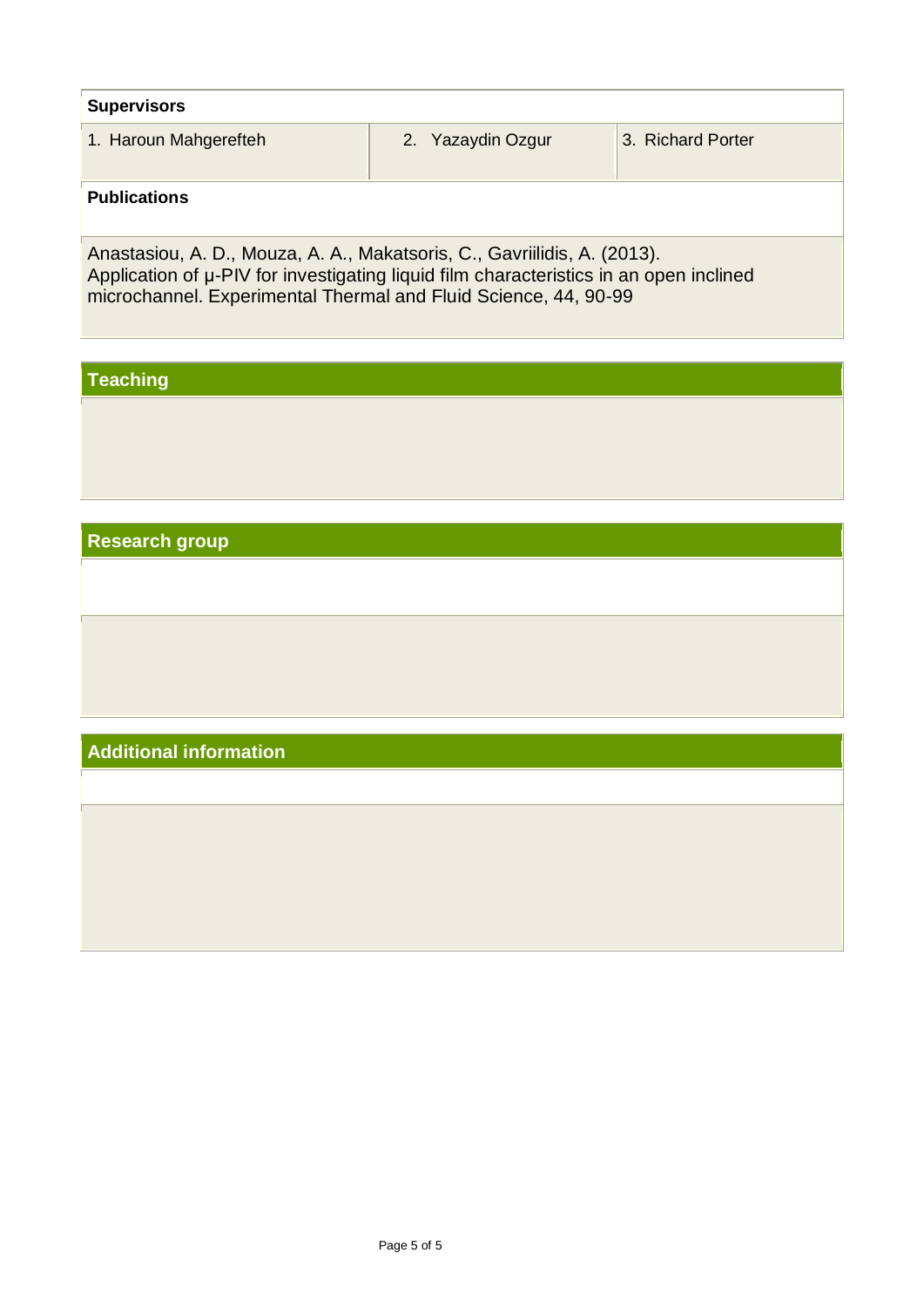**Supervisors**

| | | |
|---|---|---|
| 1. Haroun Mahgerefteh | 2. Yazaydin Ozgur | 3. Richard Porter |

**Publications**

Anastasiou, A. D., Mouza, A. A., Makatsoris, C., Gavriilidis, A. (2013). Application of μ-PIV for investigating liquid film characteristics in an open inclined microchannel. Experimental Thermal and Fluid Science, 44, 90-99

## Teaching

## Research group

## Additional information